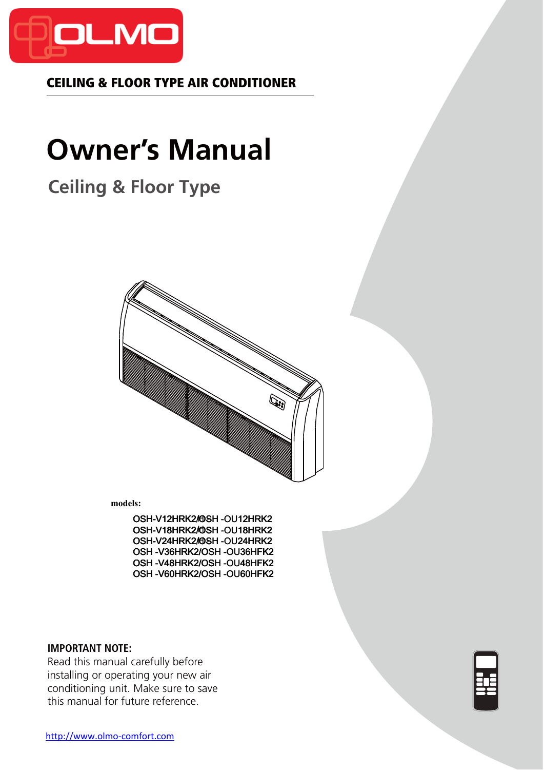OLMO

**CEILING & FLOOR TYPE AIR CONDITIONER**

# Owner's Manual

## Ceiling & Floor Type

**models:**

OSH-V12HRK2/OSH -OU12HRK2
OSH-V18HRK2/OSH -OU18HRK2
OSH-V24HRK2/OSH -OU24HRK2
OSH -V36HRK2/OSH -OU36HFK2
OSH -V48HRK2/OSH -OU48HFK2
OSH -V60HRK2/OSH -OU60HFK2

**IMPORTANT NOTE:**
Read this manual carefully before installing or operating your new air conditioning unit. Make sure to save this manual for future reference.

http://www.olmo-comfort.com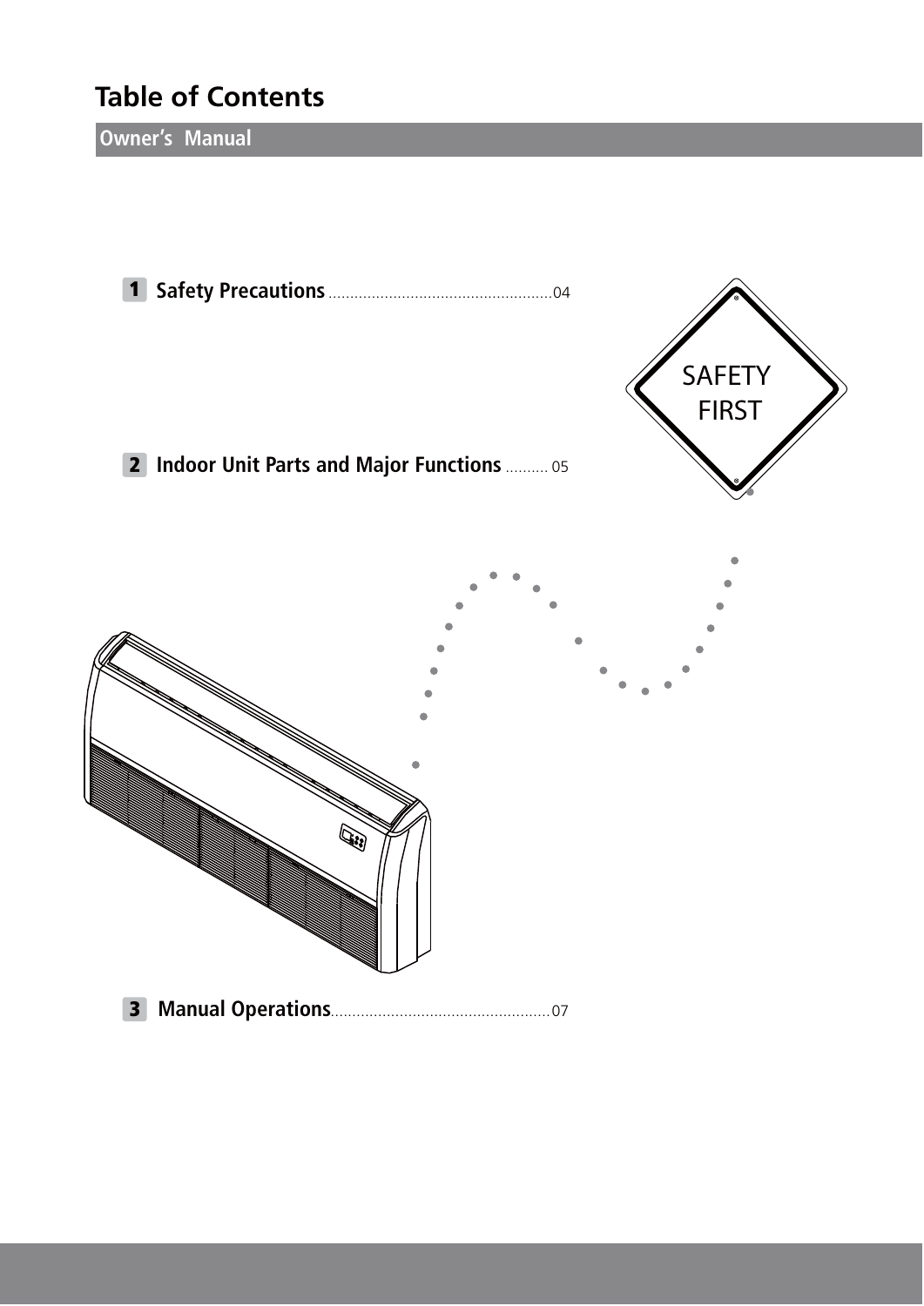# Table of Contents

## Owner's Manual

**1 Safety Precautions** ....................................................04

**2 Indoor Unit Parts and Major Functions** .......... 05

**3 Manual Operations**...................................................07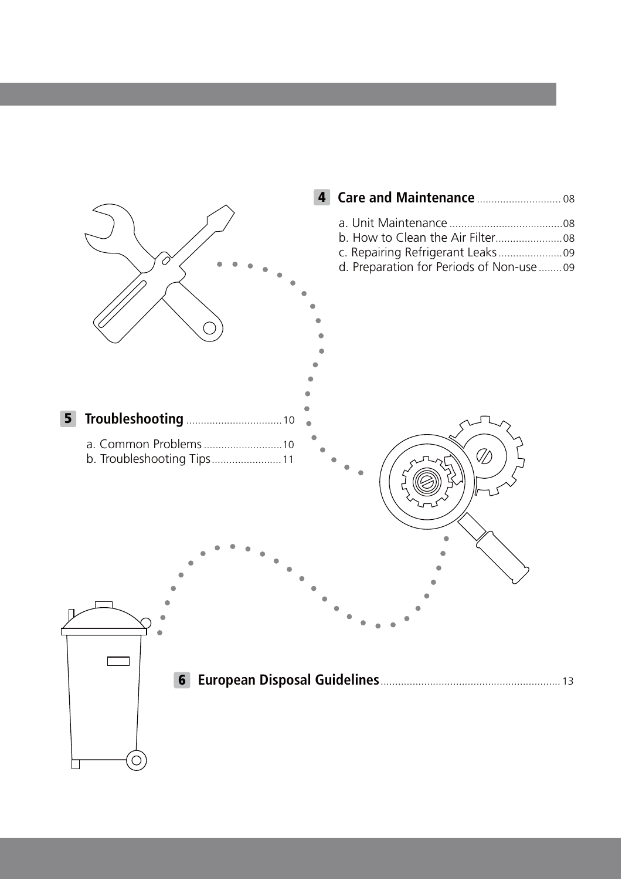## 4 Care and Maintenance ............................ 08

- a. Unit Maintenance ....................................... 08
- b. How to Clean the Air Filter....................... 08
- c. Repairing Refrigerant Leaks ...................... 09
- d. Preparation for Periods of Non-use ........ 09

## 5 Troubleshooting ................................ 10

- a. Common Problems ........................... 10
- b. Troubleshooting Tips........................ 11

## 6 European Disposal Guidelines ............................................................. 13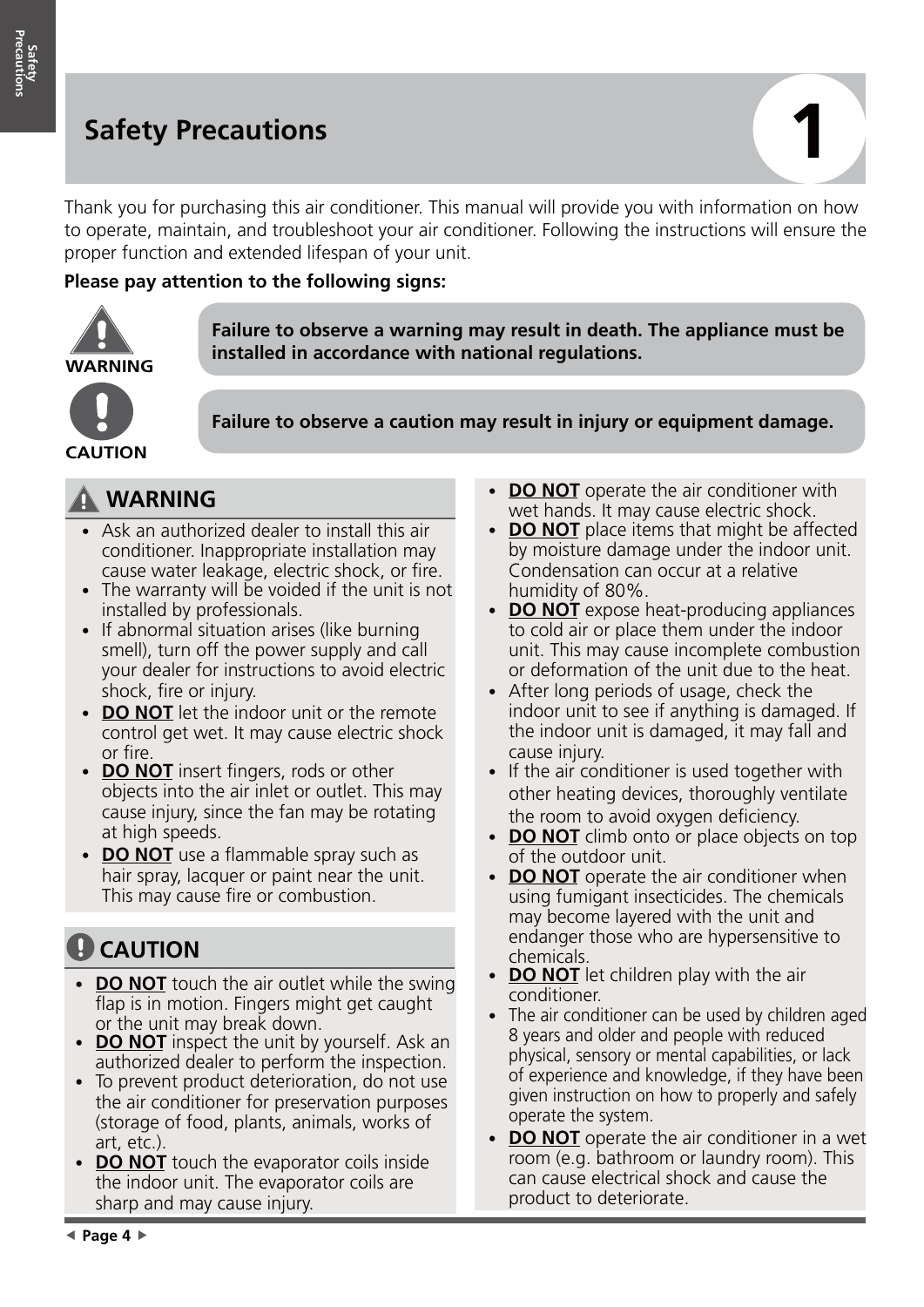# Safety Precautions

Thank you for purchasing this air conditioner. This manual will provide you with information on how to operate, maintain, and troubleshoot your air conditioner. Following the instructions will ensure the proper function and extended lifespan of your unit.

**Please pay attention to the following signs:**

**WARNING** — **Failure to observe a warning may result in death. The appliance must be installed in accordance with national regulations.**

**CAUTION** — **Failure to observe a caution may result in injury or equipment damage.**

## WARNING

- Ask an authorized dealer to install this air conditioner. Inappropriate installation may cause water leakage, electric shock, or fire.
- The warranty will be voided if the unit is not installed by professionals.
- If abnormal situation arises (like burning smell), turn off the power supply and call your dealer for instructions to avoid electric shock, fire or injury.
- **DO NOT** let the indoor unit or the remote control get wet. It may cause electric shock or fire.
- **DO NOT** insert fingers, rods or other objects into the air inlet or outlet. This may cause injury, since the fan may be rotating at high speeds.
- **DO NOT** use a flammable spray such as hair spray, lacquer or paint near the unit. This may cause fire or combustion.

## CAUTION

- **DO NOT** touch the air outlet while the swing flap is in motion. Fingers might get caught or the unit may break down.
- **DO NOT** inspect the unit by yourself. Ask an authorized dealer to perform the inspection.
- To prevent product deterioration, do not use the air conditioner for preservation purposes (storage of food, plants, animals, works of art, etc.).
- **DO NOT** touch the evaporator coils inside the indoor unit. The evaporator coils are sharp and may cause injury.
- **DO NOT** operate the air conditioner with wet hands. It may cause electric shock.
- **DO NOT** place items that might be affected by moisture damage under the indoor unit. Condensation can occur at a relative humidity of 80%.
- **DO NOT** expose heat-producing appliances to cold air or place them under the indoor unit. This may cause incomplete combustion or deformation of the unit due to the heat.
- After long periods of usage, check the indoor unit to see if anything is damaged. If the indoor unit is damaged, it may fall and cause injury.
- If the air conditioner is used together with other heating devices, thoroughly ventilate the room to avoid oxygen deficiency.
- **DO NOT** climb onto or place objects on top of the outdoor unit.
- **DO NOT** operate the air conditioner when using fumigant insecticides. The chemicals may become layered with the unit and endanger those who are hypersensitive to chemicals.
- **DO NOT** let children play with the air conditioner.
- The air conditioner can be used by children aged 8 years and older and people with reduced physical, sensory or mental capabilities, or lack of experience and knowledge, if they have been given instruction on how to properly and safely operate the system.
- **DO NOT** operate the air conditioner in a wet room (e.g. bathroom or laundry room). This can cause electrical shock and cause the product to deteriorate.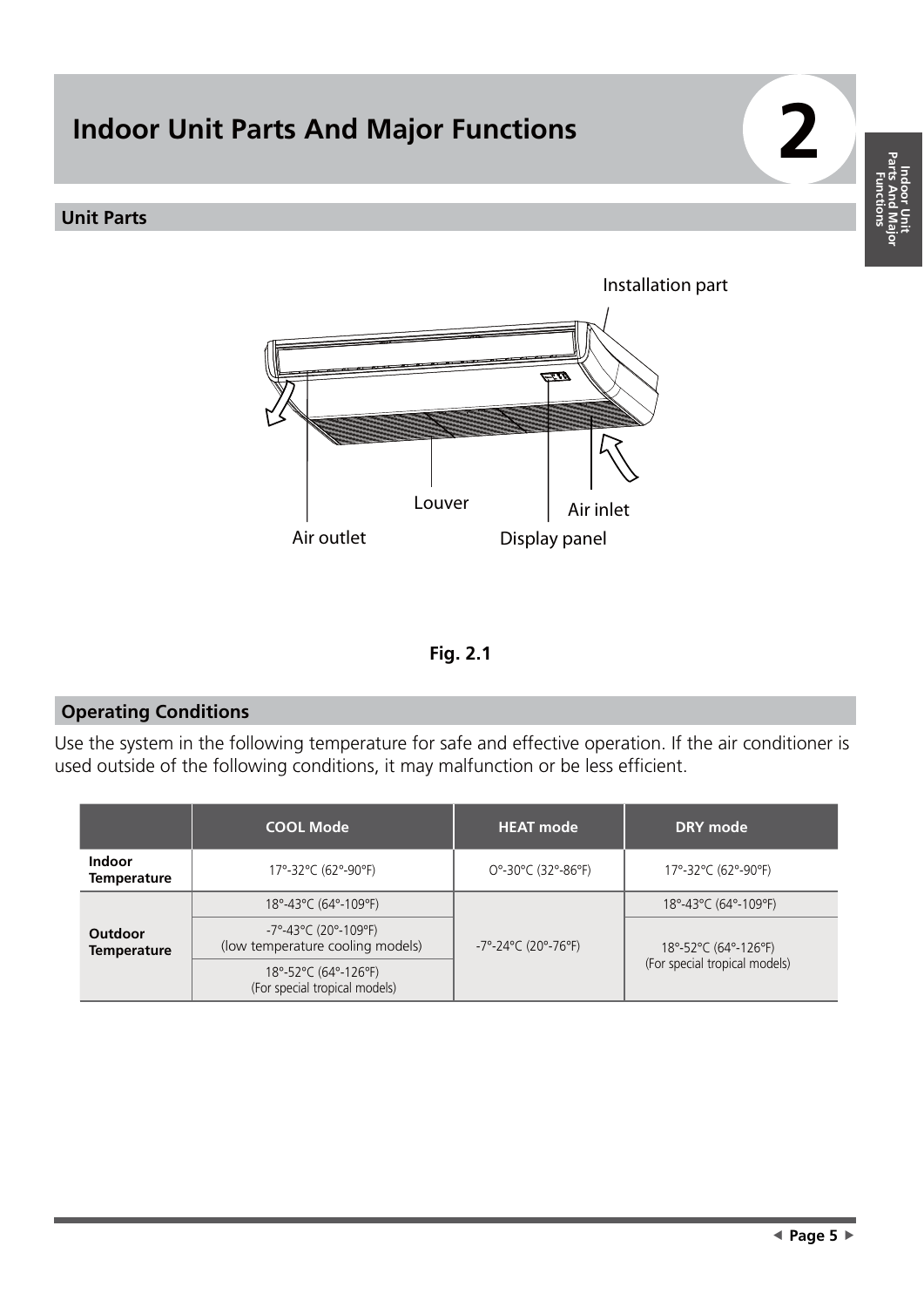# Indoor Unit Parts And Major Functions

## Unit Parts

Installation part

Louver

Air inlet

Air outlet

Display panel

**Fig. 2.1**

## Operating Conditions

Use the system in the following temperature for safe and effective operation. If the air conditioner is used outside of the following conditions, it may malfunction or be less efficient.

| | COOL Mode | HEAT mode | DRY mode |
|---|---|---|---|
| **Indoor Temperature** | 17°-32°C (62°-90°F) | O°-30°C (32°-86°F) | 17°-32°C (62°-90°F) |
| **Outdoor Temperature** | 18°-43°C (64°-109°F) | -7°-24°C (20°-76°F) | 18°-43°C (64°-109°F) |
| | -7°-43°C (20°-109°F) (low temperature cooling models) | | 18°-52°C (64°-126°F) (For special tropical models) |
| | 18°-52°C (64°-126°F) (For special tropical models) | | |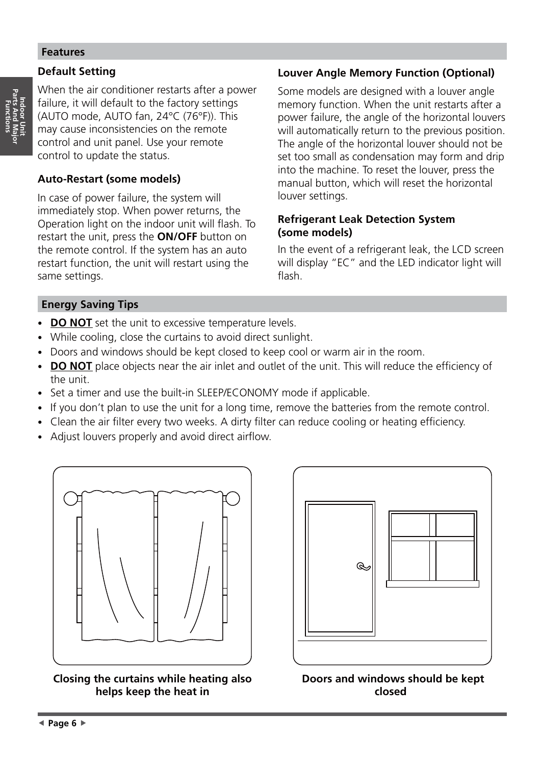## Features

### Default Setting

When the air conditioner restarts after a power failure, it will default to the factory settings (AUTO mode, AUTO fan, 24°C (76°F)). This may cause inconsistencies on the remote control and unit panel. Use your remote control to update the status.

### Auto-Restart (some models)

In case of power failure, the system will immediately stop. When power returns, the Operation light on the indoor unit will flash. To restart the unit, press the **ON/OFF** button on the remote control. If the system has an auto restart function, the unit will restart using the same settings.

### Louver Angle Memory Function (Optional)

Some models are designed with a louver angle memory function. When the unit restarts after a power failure, the angle of the horizontal louvers will automatically return to the previous position. The angle of the horizontal louver should not be set too small as condensation may form and drip into the machine. To reset the louver, press the manual button, which will reset the horizontal louver settings.

### Refrigerant Leak Detection System (some models)

In the event of a refrigerant leak, the LCD screen will display "EC" and the LED indicator light will flash.

## Energy Saving Tips

- **DO NOT** set the unit to excessive temperature levels.
- While cooling, close the curtains to avoid direct sunlight.
- Doors and windows should be kept closed to keep cool or warm air in the room.
- **DO NOT** place objects near the air inlet and outlet of the unit. This will reduce the efficiency of the unit.
- Set a timer and use the built-in SLEEP/ECONOMY mode if applicable.
- If you don't plan to use the unit for a long time, remove the batteries from the remote control.
- Clean the air filter every two weeks. A dirty filter can reduce cooling or heating efficiency.
- Adjust louvers properly and avoid direct airflow.

**Closing the curtains while heating also helps keep the heat in**

**Doors and windows should be kept closed**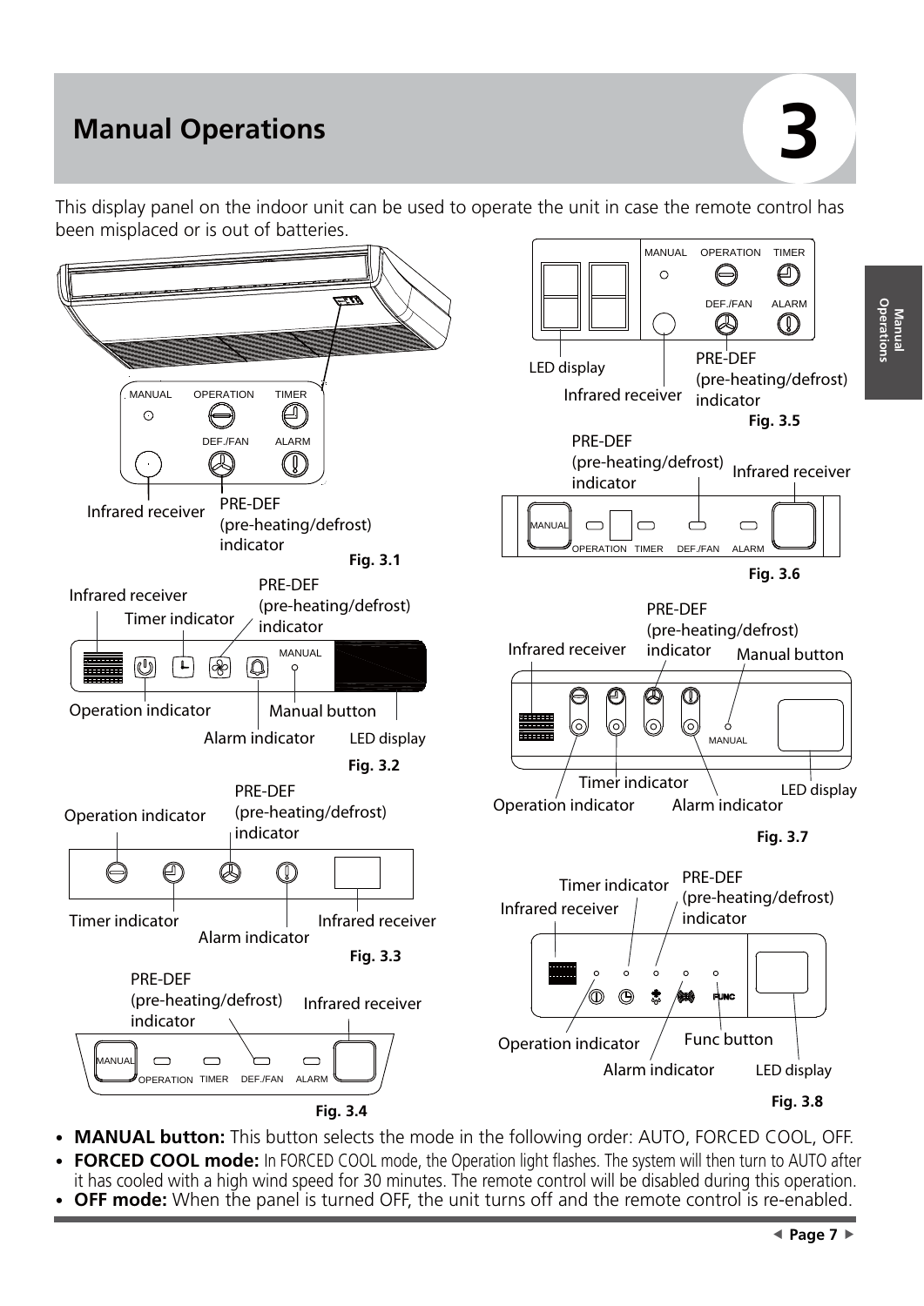# Manual Operations

This display panel on the indoor unit can be used to operate the unit in case the remote control has been misplaced or is out of batteries.

MANUAL OPERATION TIMER
DEF./FAN ALARM
Infrared receiver
PRE-DEF (pre-heating/defrost) indicator

Fig. 3.1

Infrared receiver
Timer indicator
PRE-DEF (pre-heating/defrost) indicator
MANUAL
Operation indicator
Manual button
Alarm indicator
LED display

Fig. 3.2

Operation indicator
PRE-DEF (pre-heating/defrost) indicator
Timer indicator
Alarm indicator
Infrared receiver

Fig. 3.3

PRE-DEF (pre-heating/defrost) indicator
Infrared receiver
MANUAL
OPERATION TIMER DEF./FAN ALARM

Fig. 3.4

MANUAL OPERATION TIMER
DEF./FAN ALARM
LED display
Infrared receiver
PRE-DEF (pre-heating/defrost) indicator

Fig. 3.5

PRE-DEF (pre-heating/defrost) indicator
Infrared receiver
MANUAL
OPERATION TIMER DEF./FAN ALARM

Fig. 3.6

PRE-DEF (pre-heating/defrost) indicator
Infrared receiver
Manual button
MANUAL
Timer indicator
Operation indicator
Alarm indicator
LED display

Fig. 3.7

Timer indicator
PRE-DEF (pre-heating/defrost) indicator
Infrared receiver
FUNC
Operation indicator
Func button
Alarm indicator
LED display

Fig. 3.8

- **MANUAL button:** This button selects the mode in the following order: AUTO, FORCED COOL, OFF.
- **FORCED COOL mode:** In FORCED COOL mode, the Operation light flashes. The system will then turn to AUTO after it has cooled with a high wind speed for 30 minutes. The remote control will be disabled during this operation.
- **OFF mode:** When the panel is turned OFF, the unit turns off and the remote control is re-enabled.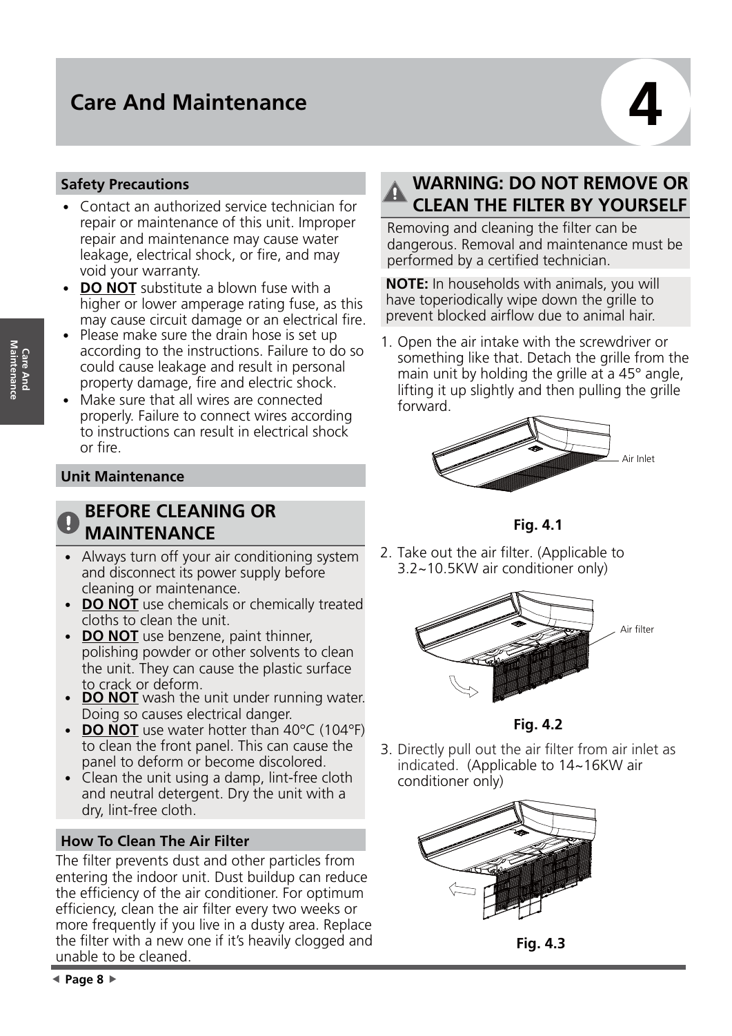# Care And Maintenance

## 4

### Safety Precautions

- Contact an authorized service technician for repair or maintenance of this unit. Improper repair and maintenance may cause water leakage, electrical shock, or fire, and may void your warranty.
- **DO NOT** substitute a blown fuse with a higher or lower amperage rating fuse, as this may cause circuit damage or an electrical fire.
- Please make sure the drain hose is set up according to the instructions. Failure to do so could cause leakage and result in personal property damage, fire and electric shock.
- Make sure that all wires are connected properly. Failure to connect wires according to instructions can result in electrical shock or fire.

### Unit Maintenance

#### BEFORE CLEANING OR MAINTENANCE

- Always turn off your air conditioning system and disconnect its power supply before cleaning or maintenance.
- **DO NOT** use chemicals or chemically treated cloths to clean the unit.
- **DO NOT** use benzene, paint thinner, polishing powder or other solvents to clean the unit. They can cause the plastic surface to crack or deform.
- **DO NOT** wash the unit under running water. Doing so causes electrical danger.
- **DO NOT** use water hotter than 40°C (104°F) to clean the front panel. This can cause the panel to deform or become discolored.
- Clean the unit using a damp, lint-free cloth and neutral detergent. Dry the unit with a dry, lint-free cloth.

### How To Clean The Air Filter

The filter prevents dust and other particles from entering the indoor unit. Dust buildup can reduce the efficiency of the air conditioner. For optimum efficiency, clean the air filter every two weeks or more frequently if you live in a dusty area. Replace the filter with a new one if it's heavily clogged and unable to be cleaned.

#### WARNING: DO NOT REMOVE OR CLEAN THE FILTER BY YOURSELF

Removing and cleaning the filter can be dangerous. Removal and maintenance must be performed by a certified technician.

**NOTE:** In households with animals, you will have toperiodically wipe down the grille to prevent blocked airflow due to animal hair.

1. Open the air intake with the screwdriver or something like that. Detach the grille from the main unit by holding the grille at a 45° angle, lifting it up slightly and then pulling the grille forward.

Air Inlet

Fig. 4.1

2. Take out the air filter. (Applicable to 3.2~10.5KW air conditioner only)

Air filter

Fig. 4.2

3. Directly pull out the air filter from air inlet as indicated. (Applicable to 14~16KW air conditioner only)

Fig. 4.3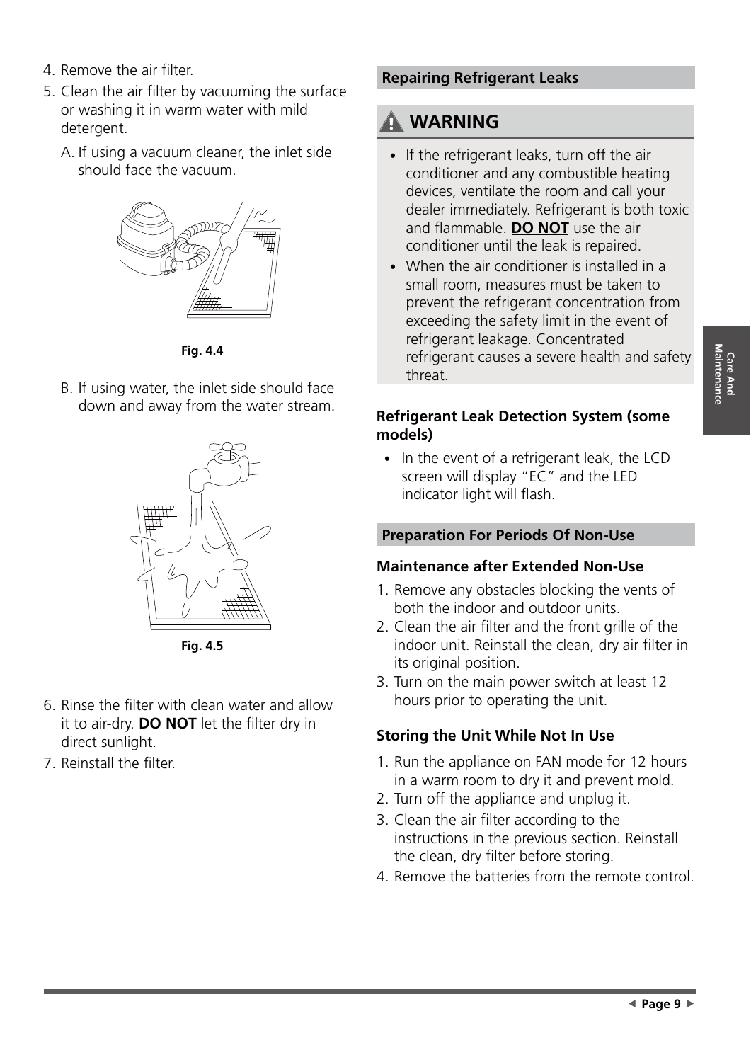4. Remove the air filter.
5. Clean the air filter by vacuuming the surface or washing it in warm water with mild detergent.
   A. If using a vacuum cleaner, the inlet side should face the vacuum.

**Fig. 4.4**

   B. If using water, the inlet side should face down and away from the water stream.

**Fig. 4.5**

6. Rinse the filter with clean water and allow it to air-dry. **DO NOT** let the filter dry in direct sunlight.
7. Reinstall the filter.

## Repairing Refrigerant Leaks

### WARNING

- If the refrigerant leaks, turn off the air conditioner and any combustible heating devices, ventilate the room and call your dealer immediately. Refrigerant is both toxic and flammable. **DO NOT** use the air conditioner until the leak is repaired.
- When the air conditioner is installed in a small room, measures must be taken to prevent the refrigerant concentration from exceeding the safety limit in the event of refrigerant leakage. Concentrated refrigerant causes a severe health and safety threat.

### Refrigerant Leak Detection System (some models)

- In the event of a refrigerant leak, the LCD screen will display "EC" and the LED indicator light will flash.

## Preparation For Periods Of Non-Use

### Maintenance after Extended Non-Use

1. Remove any obstacles blocking the vents of both the indoor and outdoor units.
2. Clean the air filter and the front grille of the indoor unit. Reinstall the clean, dry air filter in its original position.
3. Turn on the main power switch at least 12 hours prior to operating the unit.

### Storing the Unit While Not In Use

1. Run the appliance on FAN mode for 12 hours in a warm room to dry it and prevent mold.
2. Turn off the appliance and unplug it.
3. Clean the air filter according to the instructions in the previous section. Reinstall the clean, dry filter before storing.
4. Remove the batteries from the remote control.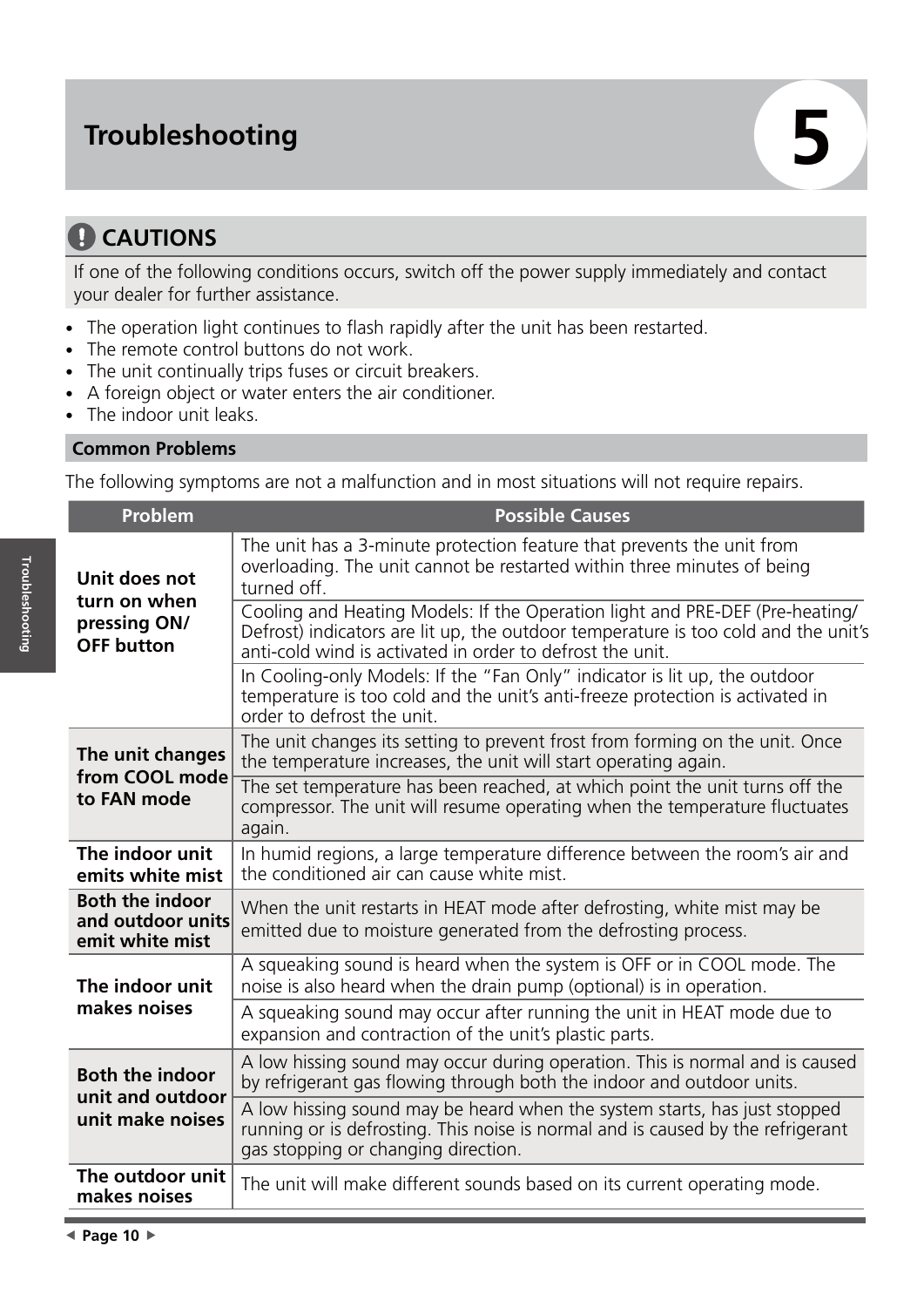# Troubleshooting

## CAUTIONS

If one of the following conditions occurs, switch off the power supply immediately and contact your dealer for further assistance.

- The operation light continues to flash rapidly after the unit has been restarted.
- The remote control buttons do not work.
- The unit continually trips fuses or circuit breakers.
- A foreign object or water enters the air conditioner.
- The indoor unit leaks.

### Common Problems

The following symptoms are not a malfunction and in most situations will not require repairs.

| Problem | Possible Causes |
|---|---|
| **Unit does not turn on when pressing ON/ OFF button** | The unit has a 3-minute protection feature that prevents the unit from overloading. The unit cannot be restarted within three minutes of being turned off. |
| | Cooling and Heating Models: If the Operation light and PRE-DEF (Pre-heating/ Defrost) indicators are lit up, the outdoor temperature is too cold and the unit's anti-cold wind is activated in order to defrost the unit. |
| | In Cooling-only Models: If the "Fan Only" indicator is lit up, the outdoor temperature is too cold and the unit's anti-freeze protection is activated in order to defrost the unit. |
| **The unit changes from COOL mode to FAN mode** | The unit changes its setting to prevent frost from forming on the unit. Once the temperature increases, the unit will start operating again. |
| | The set temperature has been reached, at which point the unit turns off the compressor. The unit will resume operating when the temperature fluctuates again. |
| **The indoor unit emits white mist** | In humid regions, a large temperature difference between the room's air and the conditioned air can cause white mist. |
| **Both the indoor and outdoor units emit white mist** | When the unit restarts in HEAT mode after defrosting, white mist may be emitted due to moisture generated from the defrosting process. |
| **The indoor unit makes noises** | A squeaking sound is heard when the system is OFF or in COOL mode. The noise is also heard when the drain pump (optional) is in operation. |
| | A squeaking sound may occur after running the unit in HEAT mode due to expansion and contraction of the unit's plastic parts. |
| **Both the indoor unit and outdoor unit make noises** | A low hissing sound may occur during operation. This is normal and is caused by refrigerant gas flowing through both the indoor and outdoor units. |
| | A low hissing sound may be heard when the system starts, has just stopped running or is defrosting. This noise is normal and is caused by the refrigerant gas stopping or changing direction. |
| **The outdoor unit makes noises** | The unit will make different sounds based on its current operating mode. |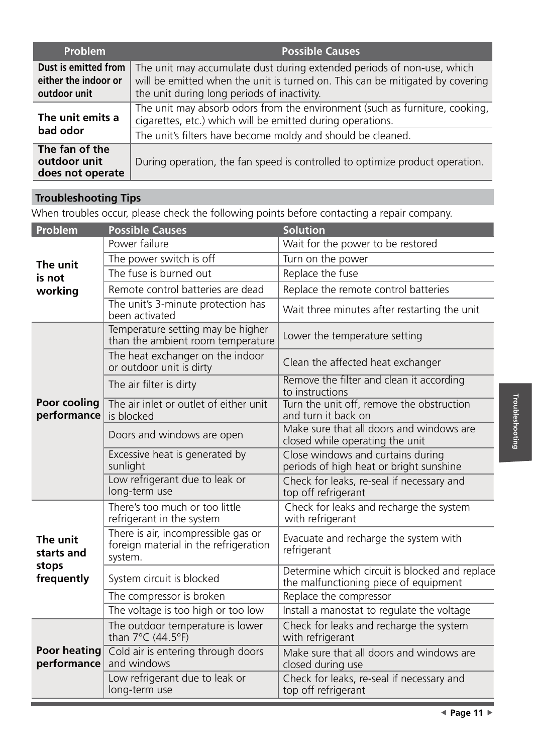| Problem | Possible Causes |
| --- | --- |
| **Dust is emitted from either the indoor or outdoor unit** | The unit may accumulate dust during extended periods of non-use, which will be emitted when the unit is turned on. This can be mitigated by covering the unit during long periods of inactivity. |
| **The unit emits a bad odor** | The unit may absorb odors from the environment (such as furniture, cooking, cigarettes, etc.) which will be emitted during operations. |
| | The unit's filters have become moldy and should be cleaned. |
| **The fan of the outdoor unit does not operate** | During operation, the fan speed is controlled to optimize product operation. |

## Troubleshooting Tips

When troubles occur, please check the following points before contacting a repair company.

| Problem | Possible Causes | Solution |
| --- | --- | --- |
| **The unit is not working** | Power failure | Wait for the power to be restored |
| | The power switch is off | Turn on the power |
| | The fuse is burned out | Replace the fuse |
| | Remote control batteries are dead | Replace the remote control batteries |
| | The unit's 3-minute protection has been activated | Wait three minutes after restarting the unit |
| **Poor cooling performance** | Temperature setting may be higher than the ambient room temperature | Lower the temperature setting |
| | The heat exchanger on the indoor or outdoor unit is dirty | Clean the affected heat exchanger |
| | The air filter is dirty | Remove the filter and clean it according to instructions |
| | The air inlet or outlet of either unit is blocked | Turn the unit off, remove the obstruction and turn it back on |
| | Doors and windows are open | Make sure that all doors and windows are closed while operating the unit |
| | Excessive heat is generated by sunlight | Close windows and curtains during periods of high heat or bright sunshine |
| | Low refrigerant due to leak or long-term use | Check for leaks, re-seal if necessary and top off refrigerant |
| **The unit starts and stops frequently** | There's too much or too little refrigerant in the system | Check for leaks and recharge the system with refrigerant |
| | There is air, incompressible gas or foreign material in the refrigeration system. | Evacuate and recharge the system with refrigerant |
| | System circuit is blocked | Determine which circuit is blocked and replace the malfunctioning piece of equipment |
| | The compressor is broken | Replace the compressor |
| | The voltage is too high or too low | Install a manostat to regulate the voltage |
| **Poor heating performance** | The outdoor temperature is lower than 7°C (44.5°F) | Check for leaks and recharge the system with refrigerant |
| | Cold air is entering through doors and windows | Make sure that all doors and windows are closed during use |
| | Low refrigerant due to leak or long-term use | Check for leaks, re-seal if necessary and top off refrigerant |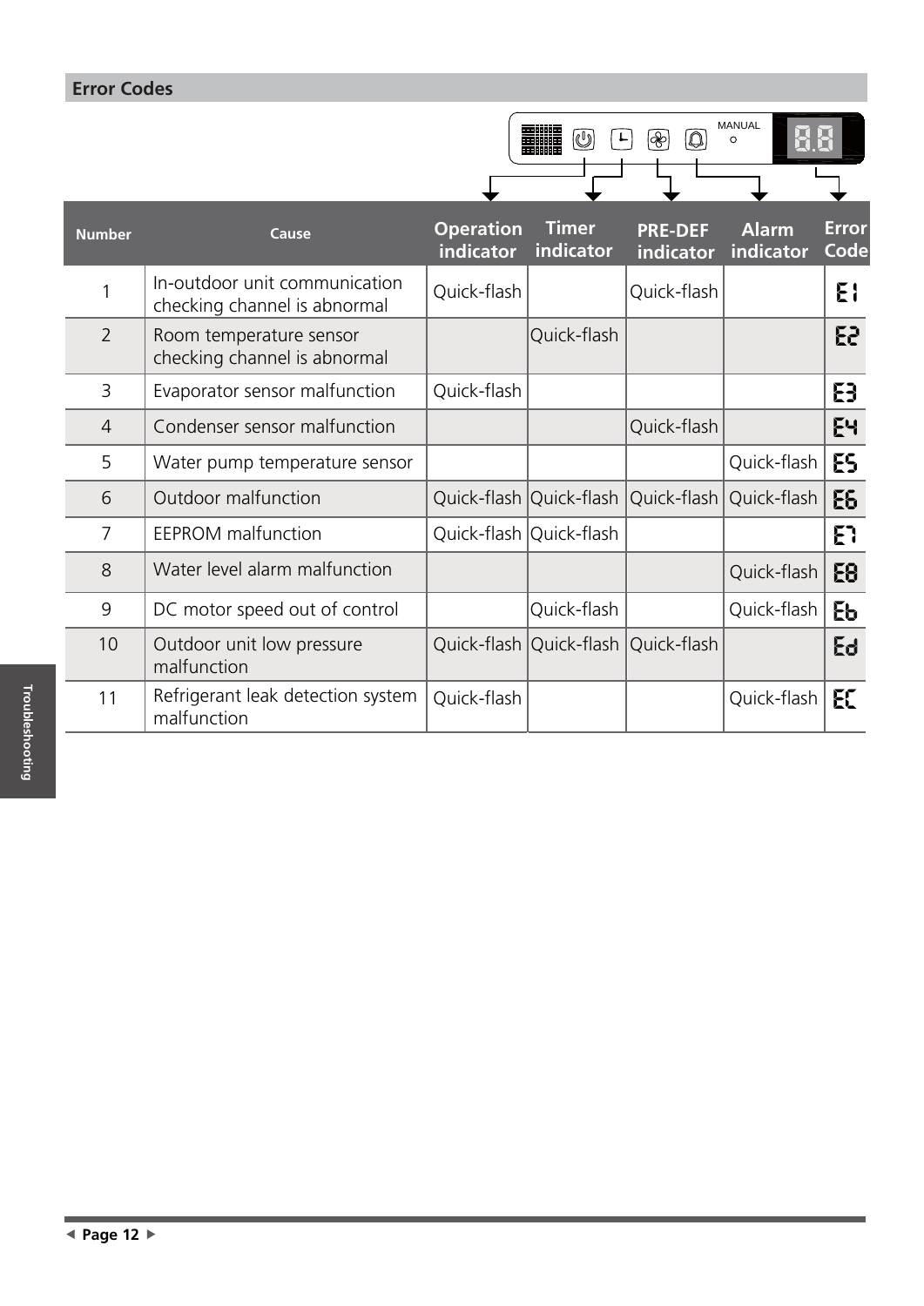## Error Codes

MANUAL

| Number | Cause | Operation indicator | Timer indicator | PRE-DEF indicator | Alarm indicator | Error Code |
|---|---|---|---|---|---|---|
| 1 | In-outdoor unit communication checking channel is abnormal | Quick-flash | | Quick-flash | | E1 |
| 2 | Room temperature sensor checking channel is abnormal | | Quick-flash | | | E2 |
| 3 | Evaporator sensor malfunction | Quick-flash | | | | E3 |
| 4 | Condenser sensor malfunction | | | Quick-flash | | E4 |
| 5 | Water pump temperature sensor | | | | Quick-flash | E5 |
| 6 | Outdoor malfunction | Quick-flash | Quick-flash | Quick-flash | Quick-flash | E6 |
| 7 | EEPROM malfunction | Quick-flash | Quick-flash | | | E7 |
| 8 | Water level alarm malfunction | | | | Quick-flash | E8 |
| 9 | DC motor speed out of control | | Quick-flash | | Quick-flash | Eb |
| 10 | Outdoor unit low pressure malfunction | Quick-flash | Quick-flash | Quick-flash | | Ed |
| 11 | Refrigerant leak detection system malfunction | Quick-flash | | | Quick-flash | EC |

Troubleshooting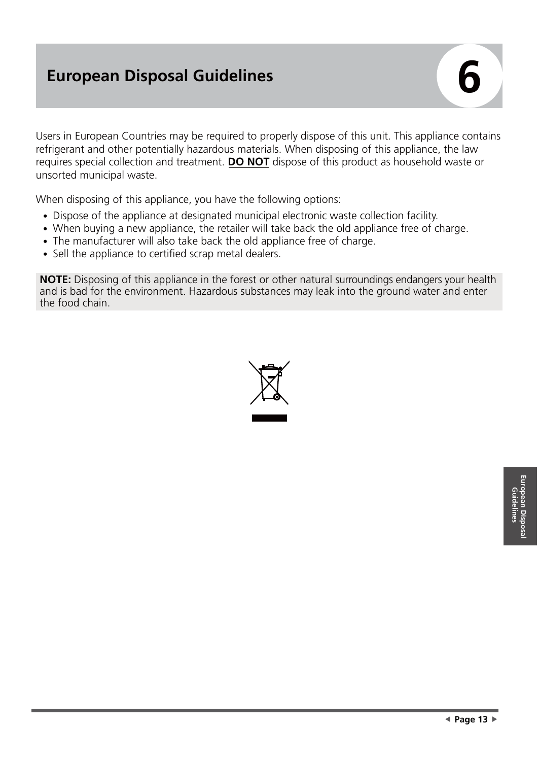# European Disposal Guidelines

6

Users in European Countries may be required to properly dispose of this unit. This appliance contains refrigerant and other potentially hazardous materials. When disposing of this appliance, the law requires special collection and treatment. **DO NOT** dispose of this product as household waste or unsorted municipal waste.

When disposing of this appliance, you have the following options:

- Dispose of the appliance at designated municipal electronic waste collection facility.
- When buying a new appliance, the retailer will take back the old appliance free of charge.
- The manufacturer will also take back the old appliance free of charge.
- Sell the appliance to certified scrap metal dealers.

**NOTE:** Disposing of this appliance in the forest or other natural surroundings endangers your health and is bad for the environment. Hazardous substances may leak into the ground water and enter the food chain.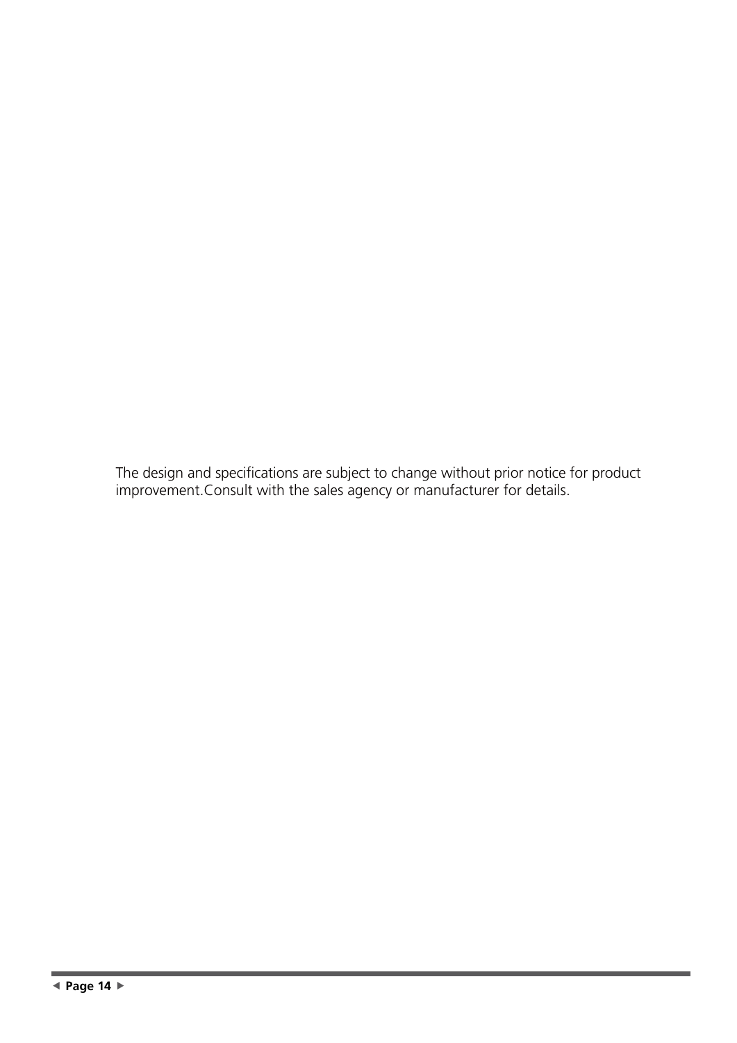The design and specifications are subject to change without prior notice for product improvement.Consult with the sales agency or manufacturer for details.